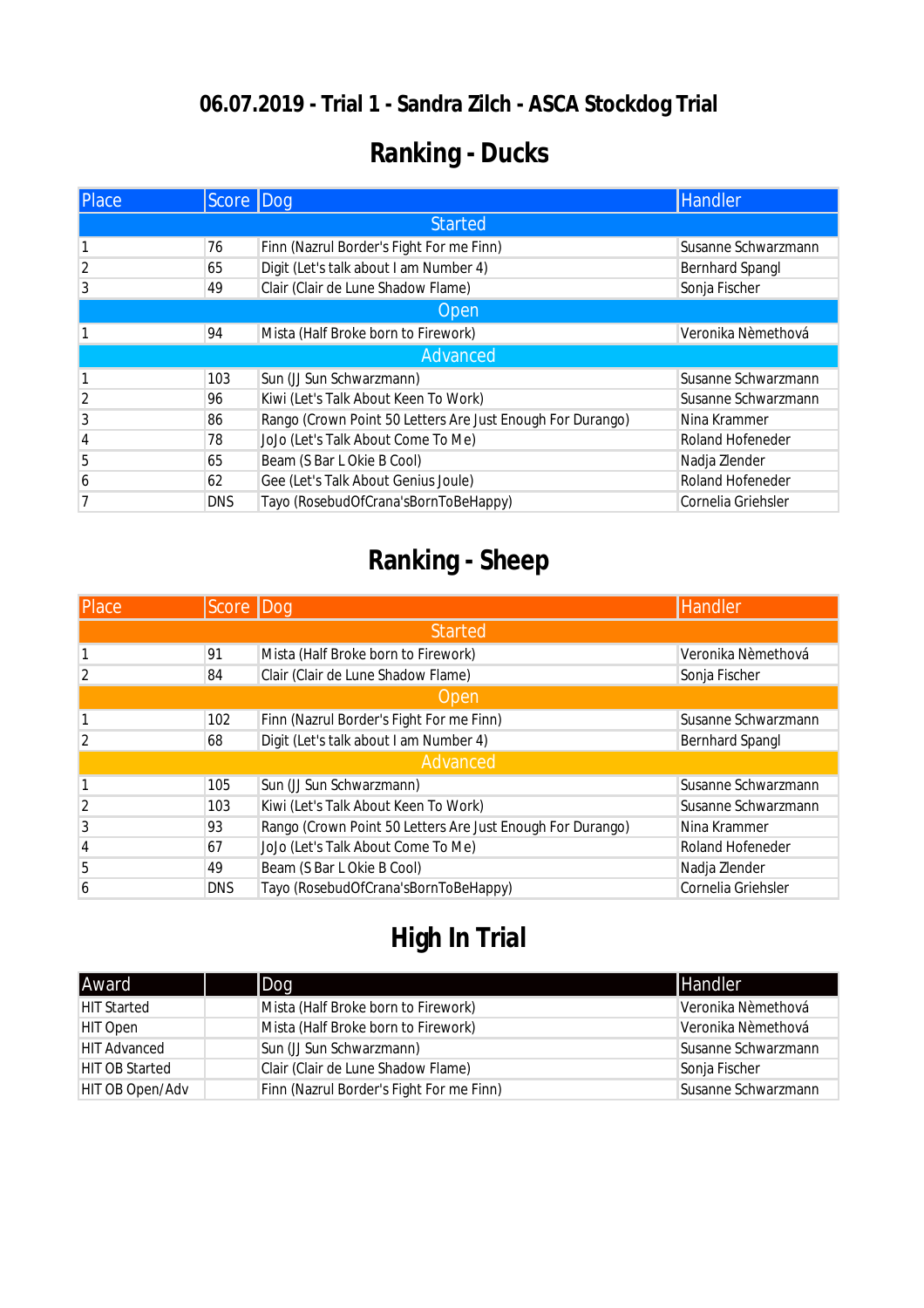# 06.07.2019 - Trial 1 - Sandra Zilch - ASCA Stockdog Trial

## Ranking - Ducks

| Place | Score | Dog | Handler |
|---|---|---|---|
| Started | | | |
| 1 | 76 | Finn (Nazrul Border's Fight For me Finn) | Susanne Schwarzmann |
| 2 | 65 | Digit (Let's talk about I am Number 4) | Bernhard Spangl |
| 3 | 49 | Clair (Clair de Lune Shadow Flame) | Sonja Fischer |
| Open | | | |
| 1 | 94 | Mista (Half Broke born to Firework) | Veronika Nèmethová |
| Advanced | | | |
| 1 | 103 | Sun (JJ Sun Schwarzmann) | Susanne Schwarzmann |
| 2 | 96 | Kiwi (Let's Talk About Keen To Work) | Susanne Schwarzmann |
| 3 | 86 | Rango (Crown Point 50 Letters Are Just Enough For Durango) | Nina Krammer |
| 4 | 78 | JoJo (Let's Talk About Come To Me) | Roland Hofeneder |
| 5 | 65 | Beam (S Bar L Okie B Cool) | Nadja Zlender |
| 6 | 62 | Gee (Let's Talk About Genius Joule) | Roland Hofeneder |
| 7 | DNS | Tayo (RosebudOfCrana'sBornToBeHappy) | Cornelia Griehsler |

## Ranking - Sheep

| Place | Score | Dog | Handler |
|---|---|---|---|
| Started | | | |
| 1 | 91 | Mista (Half Broke born to Firework) | Veronika Nèmethová |
| 2 | 84 | Clair (Clair de Lune Shadow Flame) | Sonja Fischer |
| Open | | | |
| 1 | 102 | Finn (Nazrul Border's Fight For me Finn) | Susanne Schwarzmann |
| 2 | 68 | Digit (Let's talk about I am Number 4) | Bernhard Spangl |
| Advanced | | | |
| 1 | 105 | Sun (JJ Sun Schwarzmann) | Susanne Schwarzmann |
| 2 | 103 | Kiwi (Let's Talk About Keen To Work) | Susanne Schwarzmann |
| 3 | 93 | Rango (Crown Point 50 Letters Are Just Enough For Durango) | Nina Krammer |
| 4 | 67 | JoJo (Let's Talk About Come To Me) | Roland Hofeneder |
| 5 | 49 | Beam (S Bar L Okie B Cool) | Nadja Zlender |
| 6 | DNS | Tayo (RosebudOfCrana'sBornToBeHappy) | Cornelia Griehsler |

## High In Trial

| Award | | Dog | Handler |
|---|---|---|---|
| HIT Started | | Mista (Half Broke born to Firework) | Veronika Nèmethová |
| HIT Open | | Mista (Half Broke born to Firework) | Veronika Nèmethová |
| HIT Advanced | | Sun (JJ Sun Schwarzmann) | Susanne Schwarzmann |
| HIT OB Started | | Clair (Clair de Lune Shadow Flame) | Sonja Fischer |
| HIT OB Open/Adv | | Finn (Nazrul Border's Fight For me Finn) | Susanne Schwarzmann |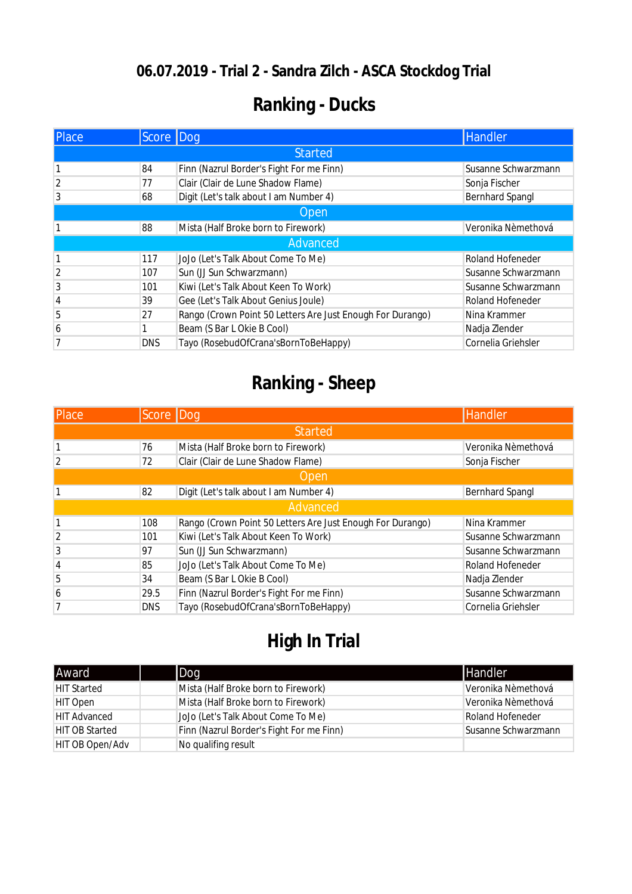## 06.07.2019 - Trial 2 - Sandra Zilch - ASCA Stockdog Trial

# Ranking - Ducks

| Place | Score | Dog | Handler |
|---|---|---|---|
| Started | | | |
| 1 | 84 | Finn (Nazrul Border's Fight For me Finn) | Susanne Schwarzmann |
| 2 | 77 | Clair (Clair de Lune Shadow Flame) | Sonja Fischer |
| 3 | 68 | Digit (Let's talk about I am Number 4) | Bernhard Spangl |
| Open | | | |
| 1 | 88 | Mista (Half Broke born to Firework) | Veronika Nèmethová |
| Advanced | | | |
| 1 | 117 | JoJo (Let's Talk About Come To Me) | Roland Hofeneder |
| 2 | 107 | Sun (JJ Sun Schwarzmann) | Susanne Schwarzmann |
| 3 | 101 | Kiwi (Let's Talk About Keen To Work) | Susanne Schwarzmann |
| 4 | 39 | Gee (Let's Talk About Genius Joule) | Roland Hofeneder |
| 5 | 27 | Rango (Crown Point 50 Letters Are Just Enough For Durango) | Nina Krammer |
| 6 | 1 | Beam (S Bar L Okie B Cool) | Nadja Zlender |
| 7 | DNS | Tayo (RosebudOfCrana'sBornToBeHappy) | Cornelia Griehsler |

# Ranking - Sheep

| Place | Score | Dog | Handler |
|---|---|---|---|
| Started | | | |
| 1 | 76 | Mista (Half Broke born to Firework) | Veronika Nèmethová |
| 2 | 72 | Clair (Clair de Lune Shadow Flame) | Sonja Fischer |
| Open | | | |
| 1 | 82 | Digit (Let's talk about I am Number 4) | Bernhard Spangl |
| Advanced | | | |
| 1 | 108 | Rango (Crown Point 50 Letters Are Just Enough For Durango) | Nina Krammer |
| 2 | 101 | Kiwi (Let's Talk About Keen To Work) | Susanne Schwarzmann |
| 3 | 97 | Sun (JJ Sun Schwarzmann) | Susanne Schwarzmann |
| 4 | 85 | JoJo (Let's Talk About Come To Me) | Roland Hofeneder |
| 5 | 34 | Beam (S Bar L Okie B Cool) | Nadja Zlender |
| 6 | 29.5 | Finn (Nazrul Border's Fight For me Finn) | Susanne Schwarzmann |
| 7 | DNS | Tayo (RosebudOfCrana'sBornToBeHappy) | Cornelia Griehsler |

# High In Trial

| Award | | Dog | Handler |
|---|---|---|---|
| HIT Started | | Mista (Half Broke born to Firework) | Veronika Nèmethová |
| HIT Open | | Mista (Half Broke born to Firework) | Veronika Nèmethová |
| HIT Advanced | | JoJo (Let's Talk About Come To Me) | Roland Hofeneder |
| HIT OB Started | | Finn (Nazrul Border's Fight For me Finn) | Susanne Schwarzmann |
| HIT OB Open/Adv | | No qualifing result | |